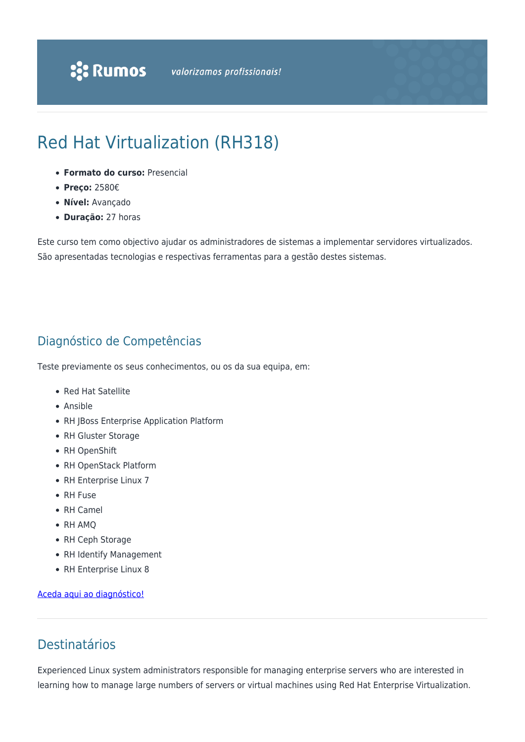# Red Hat Virtualization (RH318)

- **Formato do curso:** Presencial
- **Preço:** 2580€
- **Nível:** Avançado
- **Duração:** 27 horas

Este curso tem como objectivo ajudar os administradores de sistemas a implementar servidores virtualizados. São apresentadas tecnologias e respectivas ferramentas para a gestão destes sistemas.

## Diagnóstico de Competências

Teste previamente os seus conhecimentos, ou os da sua equipa, em:

- Red Hat Satellite
- Ansible
- RH JBoss Enterprise Application Platform
- RH Gluster Storage
- RH OpenShift
- RH OpenStack Platform
- RH Enterprise Linux 7
- RH Fuse
- RH Camel
- RH AMQ
- RH Ceph Storage
- RH Identify Management
- RH Enterprise Linux 8

Aceda aqui ao diagnóstico!

## Destinatários

Experienced Linux system administrators responsible for managing enterprise servers who are interested in learning how to manage large numbers of servers or virtual machines using Red Hat Enterprise Virtualization.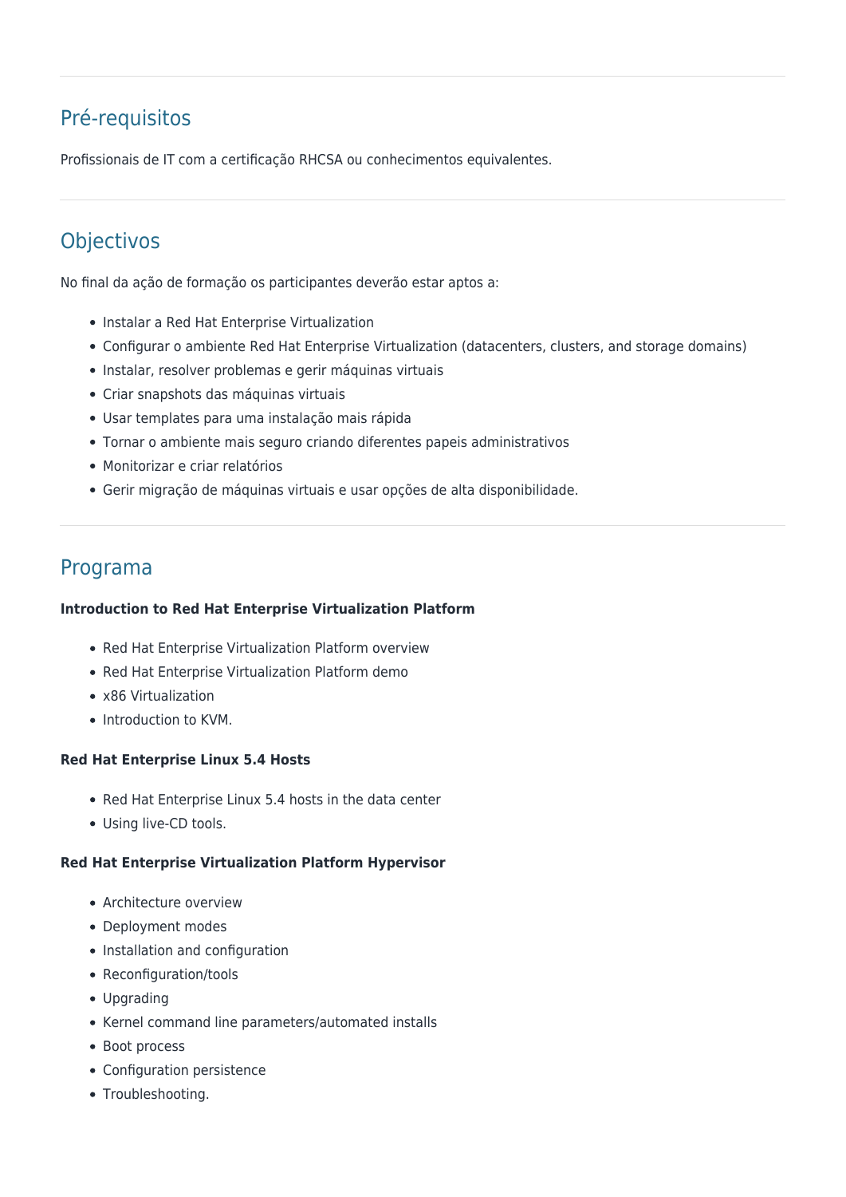## Pré-requisitos

Profissionais de IT com a certificação RHCSA ou conhecimentos equivalentes.

## Objectivos

No final da ação de formação os participantes deverão estar aptos a:

- Instalar a Red Hat Enterprise Virtualization
- Configurar o ambiente Red Hat Enterprise Virtualization (datacenters, clusters, and storage domains)
- Instalar, resolver problemas e gerir máquinas virtuais
- Criar snapshots das máquinas virtuais
- Usar templates para uma instalação mais rápida
- Tornar o ambiente mais seguro criando diferentes papeis administrativos
- Monitorizar e criar relatórios
- Gerir migração de máquinas virtuais e usar opções de alta disponibilidade.

## Programa

**Introduction to Red Hat Enterprise Virtualization Platform**

- Red Hat Enterprise Virtualization Platform overview
- Red Hat Enterprise Virtualization Platform demo
- x86 Virtualization
- Introduction to KVM.

**Red Hat Enterprise Linux 5.4 Hosts**

- Red Hat Enterprise Linux 5.4 hosts in the data center
- Using live-CD tools.

**Red Hat Enterprise Virtualization Platform Hypervisor**

- Architecture overview
- Deployment modes
- Installation and configuration
- Reconfiguration/tools
- Upgrading
- Kernel command line parameters/automated installs
- Boot process
- Configuration persistence
- Troubleshooting.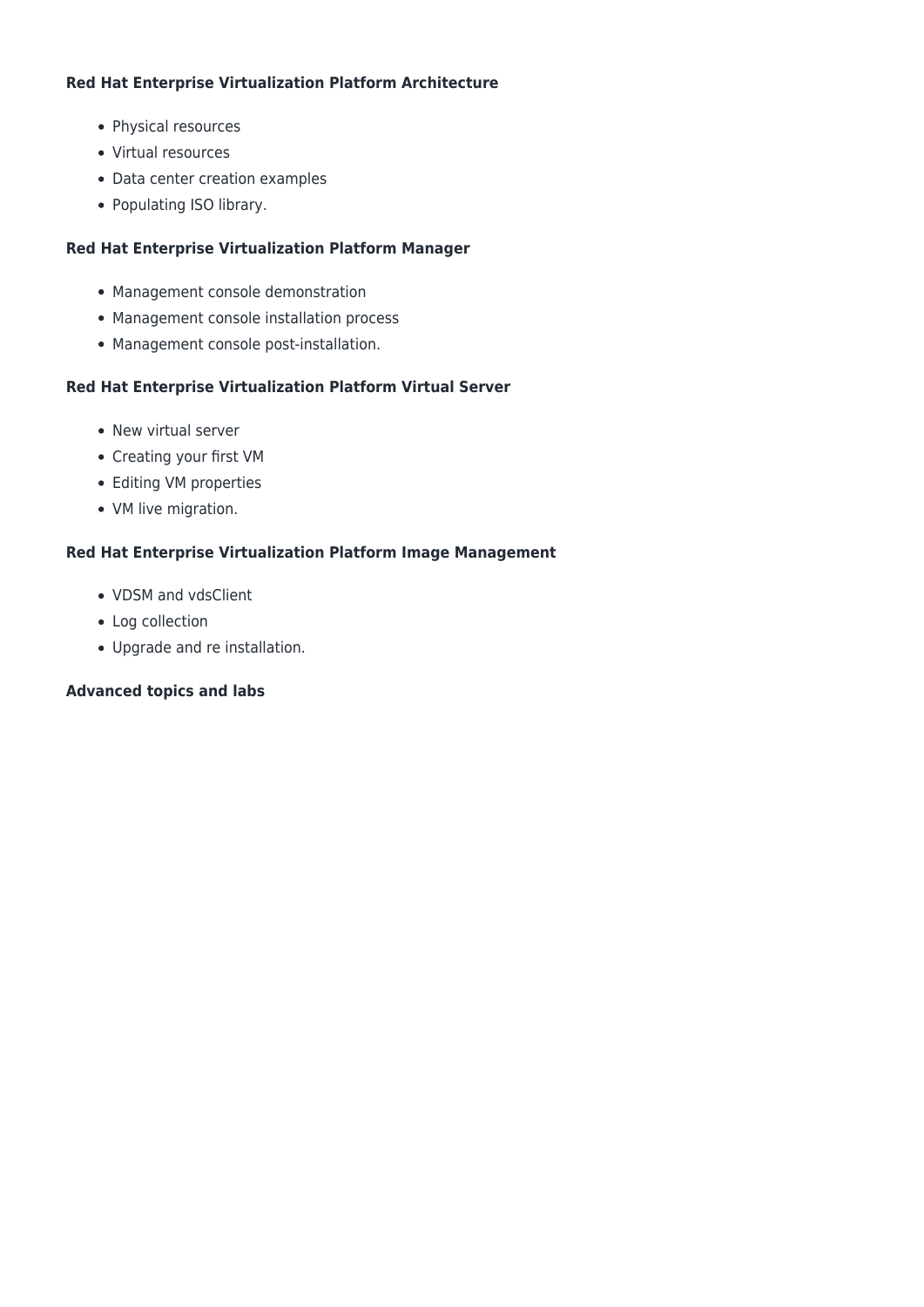**Red Hat Enterprise Virtualization Platform Architecture**

- Physical resources
- Virtual resources
- Data center creation examples
- Populating ISO library.

**Red Hat Enterprise Virtualization Platform Manager**

- Management console demonstration
- Management console installation process
- Management console post-installation.

**Red Hat Enterprise Virtualization Platform Virtual Server**

- New virtual server
- Creating your first VM
- Editing VM properties
- VM live migration.

**Red Hat Enterprise Virtualization Platform Image Management**

- VDSM and vdsClient
- Log collection
- Upgrade and re installation.

**Advanced topics and labs**